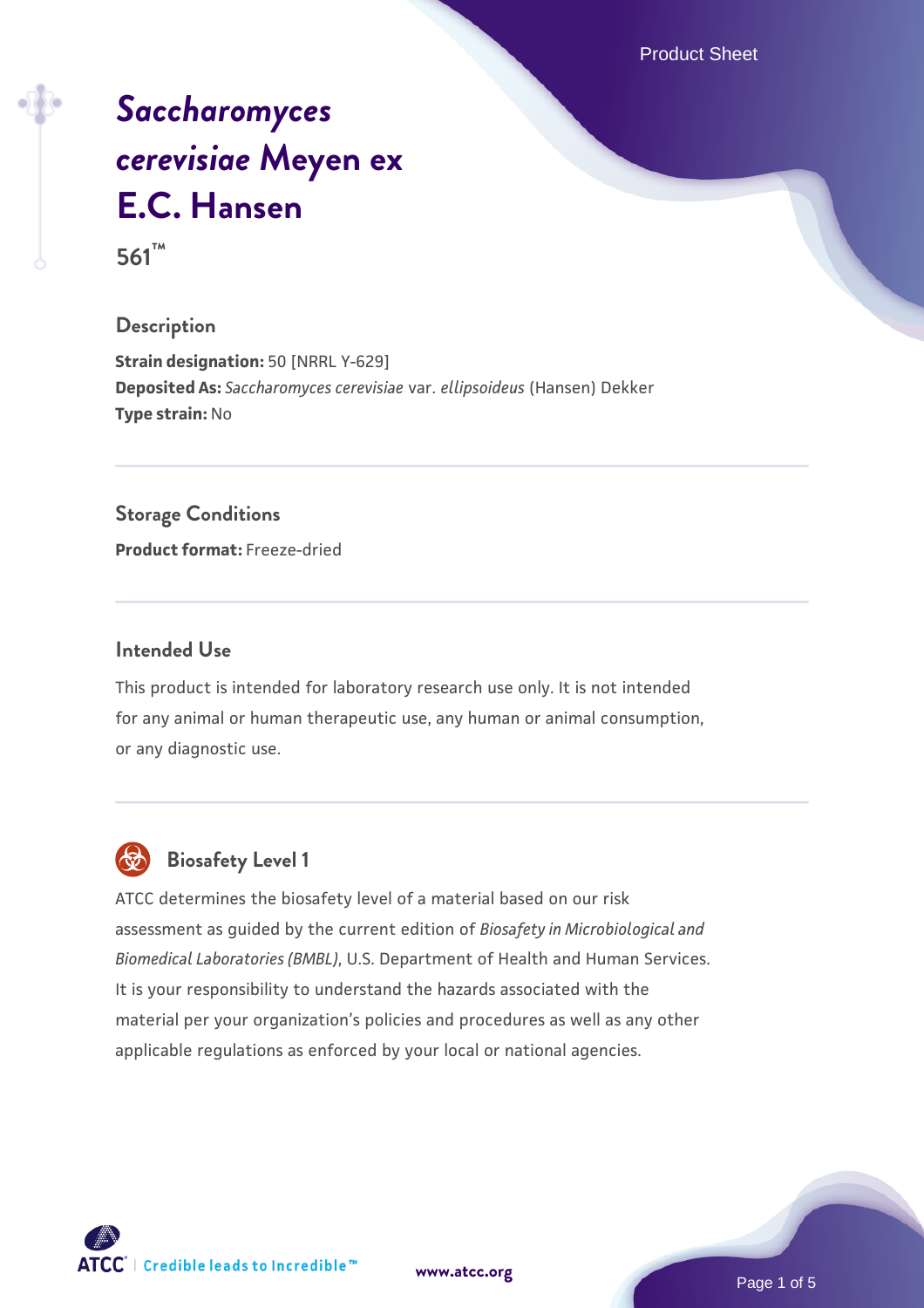# *Saccharomyces cerevisiae* Meyen ex E.C. Hansen

**561™**

## Description

**Strain designation:** 50 [NRRL Y-629]
**Deposited As:** *Saccharomyces cerevisiae* var. *ellipsoideus* (Hansen) Dekker
**Type strain:** No

## Storage Conditions

**Product format:** Freeze-dried

## Intended Use

This product is intended for laboratory research use only. It is not intended for any animal or human therapeutic use, any human or animal consumption, or any diagnostic use.

## Biosafety Level 1

ATCC determines the biosafety level of a material based on our risk assessment as guided by the current edition of *Biosafety in Microbiological and Biomedical Laboratories (BMBL)*, U.S. Department of Health and Human Services. It is your responsibility to understand the hazards associated with the material per your organization's policies and procedures as well as any other applicable regulations as enforced by your local or national agencies.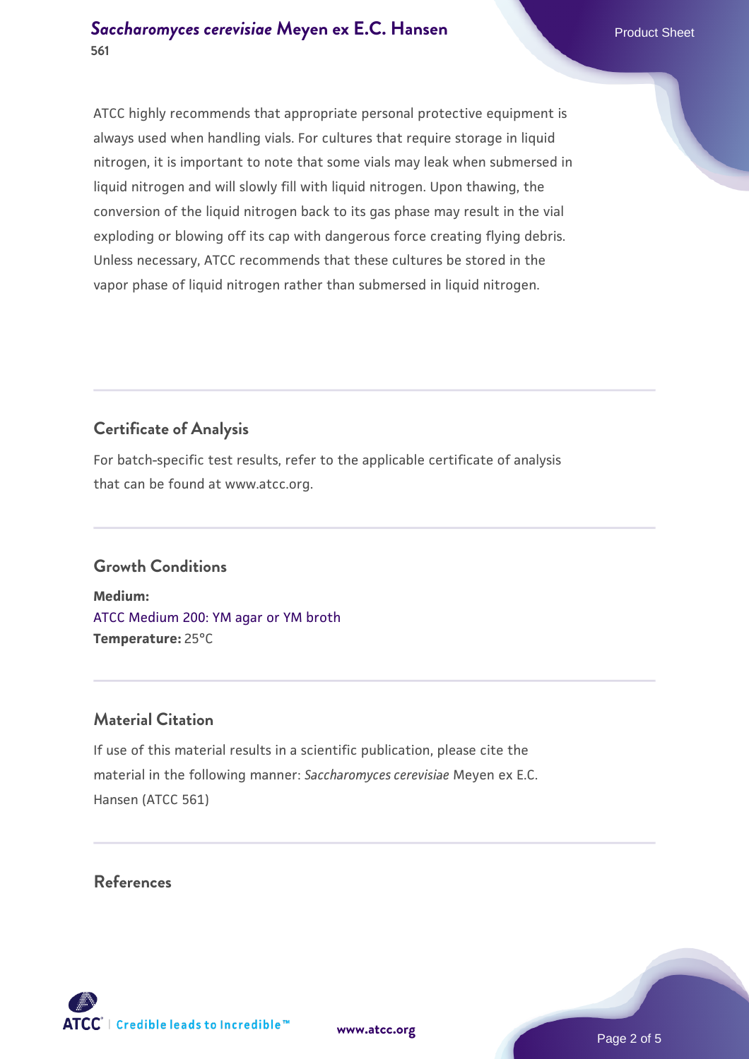ATCC highly recommends that appropriate personal protective equipment is always used when handling vials. For cultures that require storage in liquid nitrogen, it is important to note that some vials may leak when submersed in liquid nitrogen and will slowly fill with liquid nitrogen. Upon thawing, the conversion of the liquid nitrogen back to its gas phase may result in the vial exploding or blowing off its cap with dangerous force creating flying debris. Unless necessary, ATCC recommends that these cultures be stored in the vapor phase of liquid nitrogen rather than submersed in liquid nitrogen.

## Certificate of Analysis

For batch-specific test results, refer to the applicable certificate of analysis that can be found at www.atcc.org.

## Growth Conditions

**Medium:**
ATCC Medium 200: YM agar or YM broth
**Temperature:** 25°C

## Material Citation

If use of this material results in a scientific publication, please cite the material in the following manner: *Saccharomyces cerevisiae* Meyen ex E.C. Hansen (ATCC 561)

## References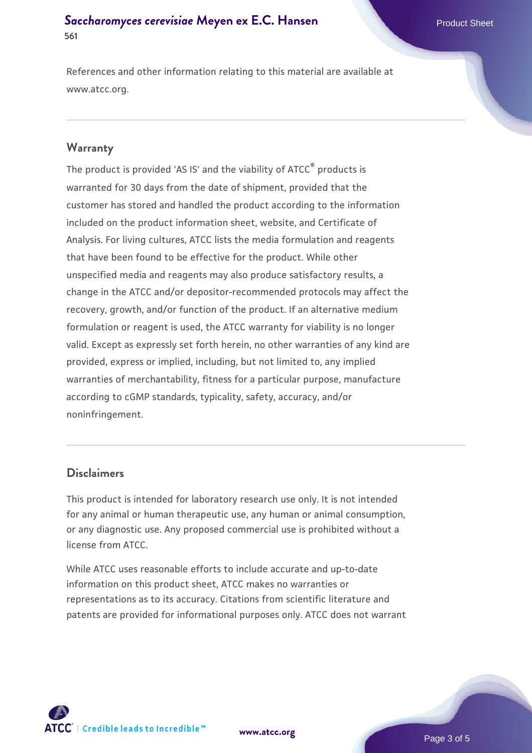References and other information relating to this material are available at www.atcc.org.

## Warranty

The product is provided 'AS IS' and the viability of ATCC® products is warranted for 30 days from the date of shipment, provided that the customer has stored and handled the product according to the information included on the product information sheet, website, and Certificate of Analysis. For living cultures, ATCC lists the media formulation and reagents that have been found to be effective for the product. While other unspecified media and reagents may also produce satisfactory results, a change in the ATCC and/or depositor-recommended protocols may affect the recovery, growth, and/or function of the product. If an alternative medium formulation or reagent is used, the ATCC warranty for viability is no longer valid. Except as expressly set forth herein, no other warranties of any kind are provided, express or implied, including, but not limited to, any implied warranties of merchantability, fitness for a particular purpose, manufacture according to cGMP standards, typicality, safety, accuracy, and/or noninfringement.

## Disclaimers

This product is intended for laboratory research use only. It is not intended for any animal or human therapeutic use, any human or animal consumption, or any diagnostic use. Any proposed commercial use is prohibited without a license from ATCC.

While ATCC uses reasonable efforts to include accurate and up-to-date information on this product sheet, ATCC makes no warranties or representations as to its accuracy. Citations from scientific literature and patents are provided for informational purposes only. ATCC does not warrant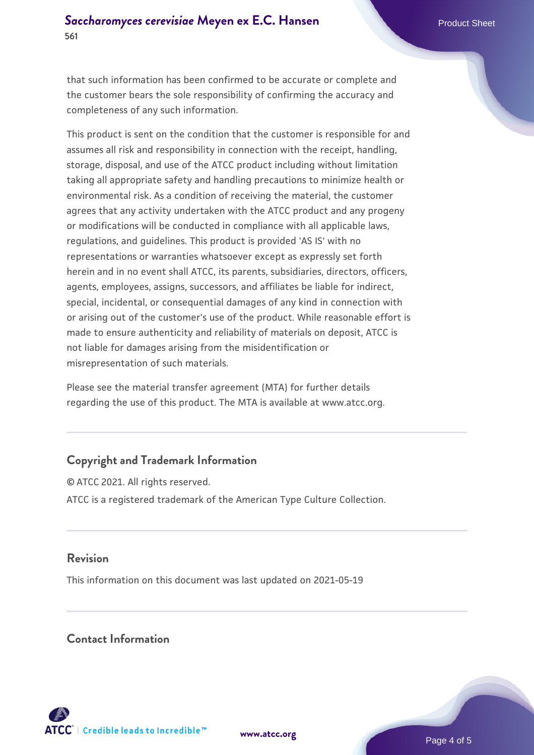that such information has been confirmed to be accurate or complete and the customer bears the sole responsibility of confirming the accuracy and completeness of any such information.

This product is sent on the condition that the customer is responsible for and assumes all risk and responsibility in connection with the receipt, handling, storage, disposal, and use of the ATCC product including without limitation taking all appropriate safety and handling precautions to minimize health or environmental risk. As a condition of receiving the material, the customer agrees that any activity undertaken with the ATCC product and any progeny or modifications will be conducted in compliance with all applicable laws, regulations, and guidelines. This product is provided 'AS IS' with no representations or warranties whatsoever except as expressly set forth herein and in no event shall ATCC, its parents, subsidiaries, directors, officers, agents, employees, assigns, successors, and affiliates be liable for indirect, special, incidental, or consequential damages of any kind in connection with or arising out of the customer's use of the product. While reasonable effort is made to ensure authenticity and reliability of materials on deposit, ATCC is not liable for damages arising from the misidentification or misrepresentation of such materials.

Please see the material transfer agreement (MTA) for further details regarding the use of this product. The MTA is available at www.atcc.org.

## Copyright and Trademark Information

© ATCC 2021. All rights reserved.

ATCC is a registered trademark of the American Type Culture Collection.

## Revision

This information on this document was last updated on 2021-05-19

## Contact Information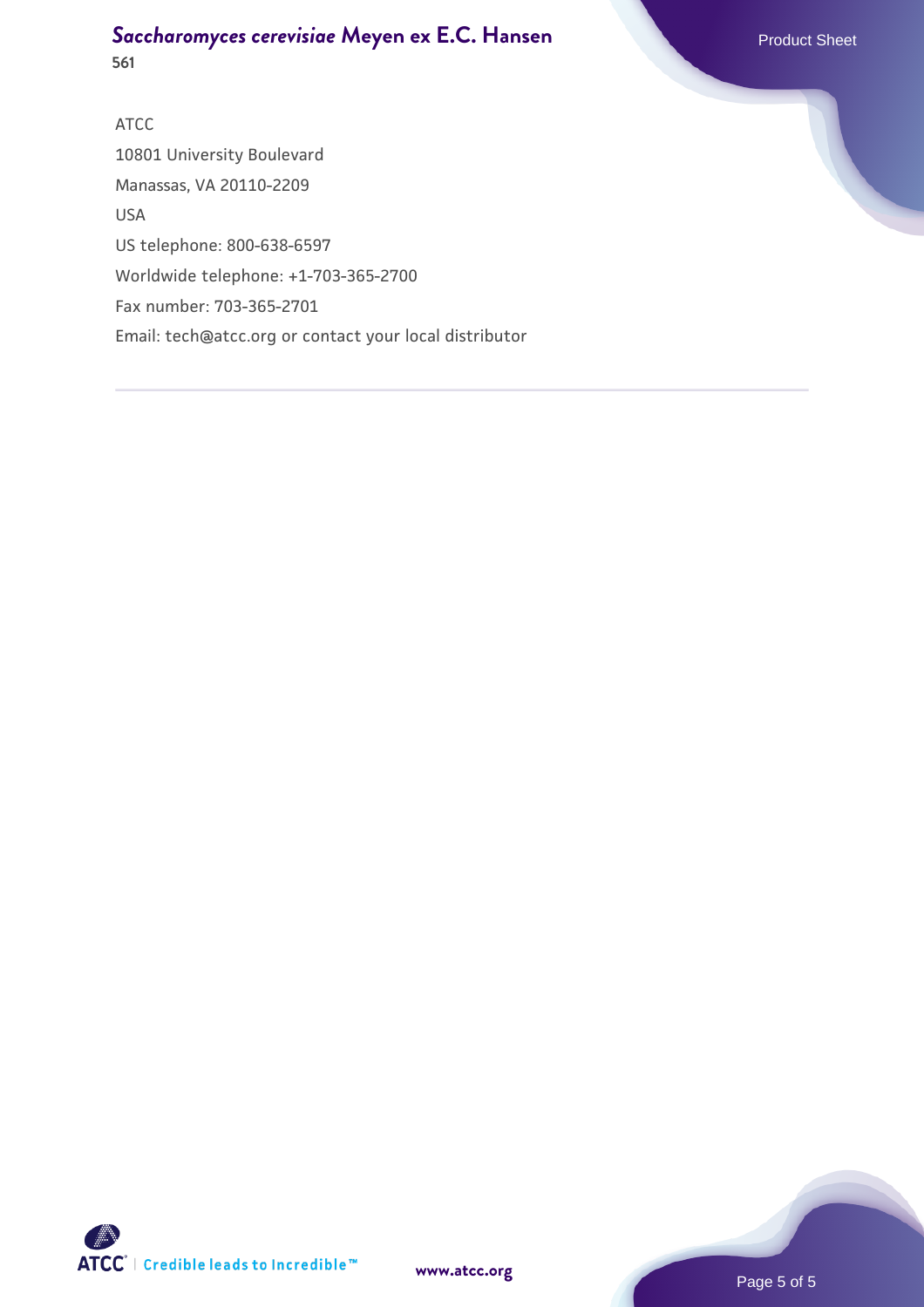ATCC

10801 University Boulevard

Manassas, VA 20110-2209

USA

US telephone: 800-638-6597

Worldwide telephone: +1-703-365-2700

Fax number: 703-365-2701

Email: tech@atcc.org or contact your local distributor